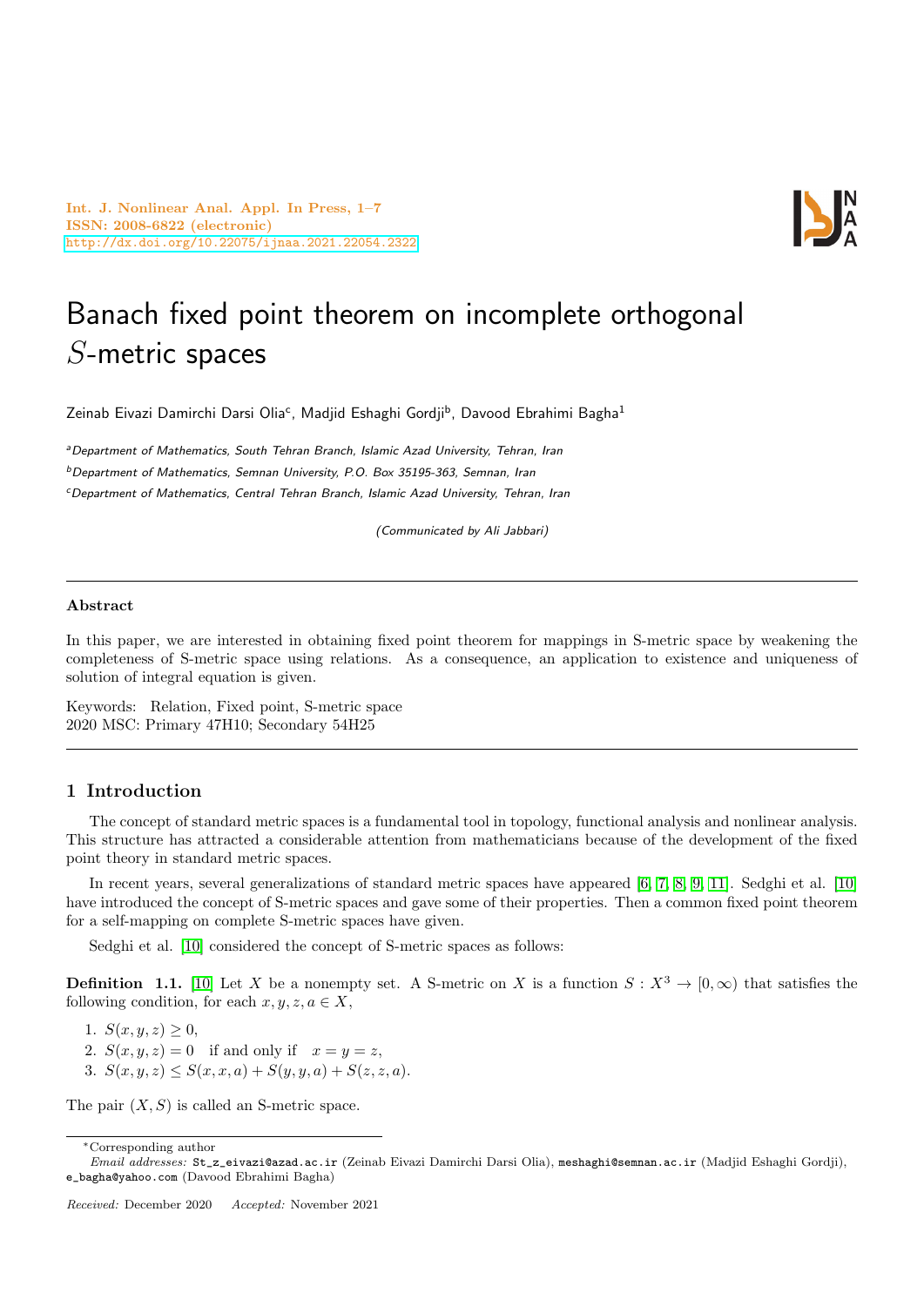# Banach fixed point theorem on incomplete orthogonal $S$-metric spaces

Zeinab Eivazi Damirchi Darsi Olia[c], Madjid Eshaghi Gordji[b], Davood Ebrahimi Bagha[1]

[a]*Department of Mathematics, South Tehran Branch, Islamic Azad University, Tehran, Iran*

[b]*Department of Mathematics, Semnan University, P.O. Box 35195-363, Semnan, Iran*

[c]*Department of Mathematics, Central Tehran Branch, Islamic Azad University, Tehran, Iran*

*(Communicated by Ali Jabbari)*

---

**Abstract**

In this paper, we are interested in obtaining fixed point theorem for mappings in S-metric space by weakening the completeness of S-metric space using relations. As a consequence, an application to existence and uniqueness of solution of integral equation is given.

Keywords: Relation, Fixed point, S-metric space
2020 MSC: Primary 47H10; Secondary 54H25

---

## 1 Introduction

The concept of standard metric spaces is a fundamental tool in topology, functional analysis and nonlinear analysis. This structure has attracted a considerable attention from mathematicians because of the development of the fixed point theory in standard metric spaces.

In recent years, several generalizations of standard metric spaces have appeared [6, 7, 8, 9, 11]. Sedghi et al. [10] have introduced the concept of S-metric spaces and gave some of their properties. Then a common fixed point theorem for a self-mapping on complete S-metric spaces have given.

Sedghi et al. [10] considered the concept of S-metric spaces as follows:

**Definition 1.1.** [10] Let $X$ be a nonempty set. A S-metric on $X$ is a function $S : X^3 \to [0, \infty)$ that satisfies the following condition, for each $x, y, z, a \in X$,

1. $S(x, y, z) \geq 0$,
2. $S(x, y, z) = 0$ if and only if $x = y = z$,
3. $S(x, y, z) \leq S(x, x, a) + S(y, y, a) + S(z, z, a)$.

The pair $(X, S)$ is called an S-metric space.

---

*Corresponding author

*Email addresses:* St_z_eivazi@azad.ac.ir (Zeinab Eivazi Damirchi Darsi Olia), meshaghi@semnan.ac.ir (Madjid Eshaghi Gordji), e_bagha@yahoo.com (Davood Ebrahimi Bagha)

*Received:* December 2020 *Accepted:* November 2021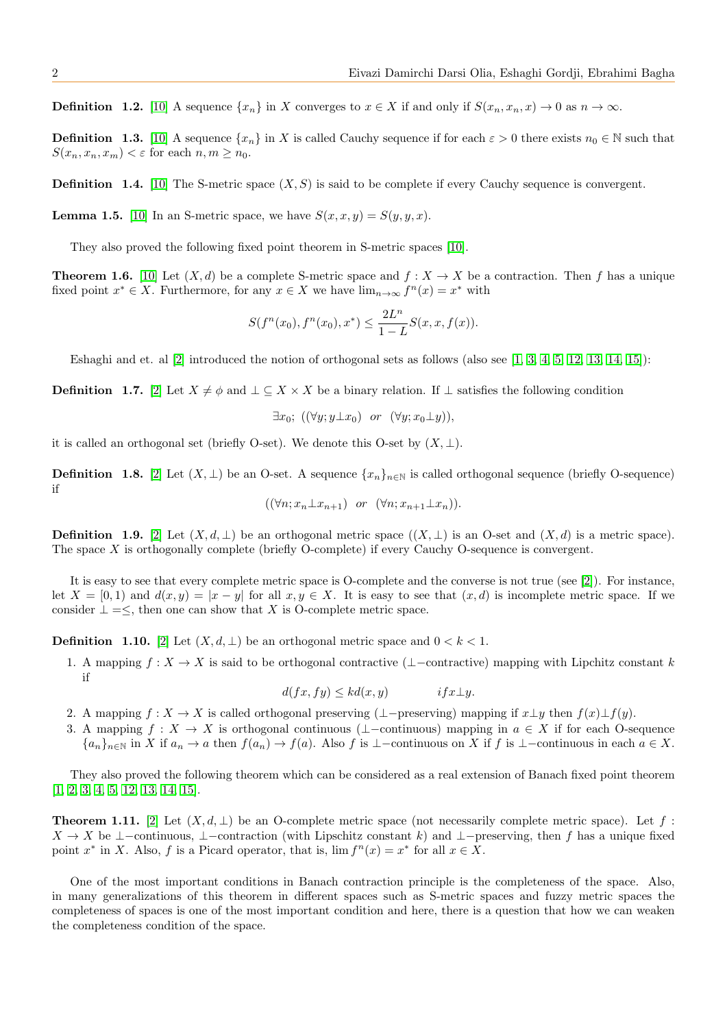**Definition 1.2.** [10] A sequence $\{x_n\}$ in $X$ converges to $x \in X$ if and only if $S(x_n, x_n, x) \to 0$ as $n \to \infty$.

**Definition 1.3.** [10] A sequence $\{x_n\}$ in $X$ is called Cauchy sequence if for each $\varepsilon > 0$ there exists $n_0 \in \mathbb{N}$ such that $S(x_n, x_n, x_m) < \varepsilon$ for each $n, m \geq n_0$.

**Definition 1.4.** [10] The S-metric space $(X, S)$ is said to be complete if every Cauchy sequence is convergent.

**Lemma 1.5.** [10] In an S-metric space, we have $S(x, x, y) = S(y, y, x)$.

They also proved the following fixed point theorem in S-metric spaces [10].

**Theorem 1.6.** [10] Let $(X, d)$ be a complete S-metric space and $f : X \to X$ be a contraction. Then $f$ has a unique fixed point $x^* \in X$. Furthermore, for any $x \in X$ we have $\lim_{n\to\infty} f^n(x) = x^*$ with

$$S(f^n(x_0), f^n(x_0), x^*) \leq \frac{2L^n}{1-L} S(x, x, f(x)).$$

Eshaghi and et. al [2] introduced the notion of orthogonal sets as follows (also see [1, 3, 4, 5, 12, 13, 14, 15]):

**Definition 1.7.** [2] Let $X \neq \phi$ and $\perp \subseteq X \times X$ be a binary relation. If $\perp$ satisfies the following condition

$$\exists x_0;\ ((\forall y; y \perp x_0) \ \ or \ \ (\forall y; x_0 \perp y)),$$

it is called an orthogonal set (briefly O-set). We denote this O-set by $(X, \perp)$.

**Definition 1.8.** [2] Let $(X, \perp)$ be an O-set. A sequence $\{x_n\}_{n\in\mathbb{N}}$ is called orthogonal sequence (briefly O-sequence) if

$$((\forall n; x_n \perp x_{n+1}) \ \ or \ \ (\forall n; x_{n+1} \perp x_n)).$$

**Definition 1.9.** [2] Let $(X, d, \perp)$ be an orthogonal metric space ($(X, \perp)$ is an O-set and $(X, d)$ is a metric space). The space $X$ is orthogonally complete (briefly O-complete) if every Cauchy O-sequence is convergent.

It is easy to see that every complete metric space is O-complete and the converse is not true (see [2]). For instance, let $X = [0, 1)$ and $d(x, y) = |x - y|$ for all $x, y \in X$. It is easy to see that $(x, d)$ is incomplete metric space. If we consider $\perp = \leq$, then one can show that $X$ is O-complete metric space.

**Definition 1.10.** [2] Let $(X, d, \perp)$ be an orthogonal metric space and $0 < k < 1$.

1. A mapping $f : X \to X$ is said to be orthogonal contractive ($\perp-$contractive) mapping with Lipchitz constant $k$ if
$$d(fx, fy) \leq k d(x, y) \qquad if x \perp y.$$
2. A mapping $f : X \to X$ is called orthogonal preserving ($\perp-$preserving) mapping if $x \perp y$ then $f(x) \perp f(y)$.
3. A mapping $f : X \to X$ is orthogonal continuous ($\perp-$continuous) mapping in $a \in X$ if for each O-sequence $\{a_n\}_{n\in\mathbb{N}}$ in $X$ if $a_n \to a$ then $f(a_n) \to f(a)$. Also $f$ is $\perp-$continuous on $X$ if $f$ is $\perp-$continuous in each $a \in X$.

They also proved the following theorem which can be considered as a real extension of Banach fixed point theorem [1, 2, 3, 4, 5, 12, 13, 14, 15].

**Theorem 1.11.** [2] Let $(X, d, \perp)$ be an O-complete metric space (not necessarily complete metric space). Let $f : X \to X$ be $\perp-$continuous, $\perp-$contraction (with Lipschitz constant $k$) and $\perp-$preserving, then $f$ has a unique fixed point $x^*$ in $X$. Also, $f$ is a Picard operator, that is, $\lim f^n(x) = x^*$ for all $x \in X$.

One of the most important conditions in Banach contraction principle is the completeness of the space. Also, in many generalizations of this theorem in different spaces such as S-metric spaces and fuzzy metric spaces the completeness of spaces is one of the most important condition and here, there is a question that how we can weaken the completeness condition of the space.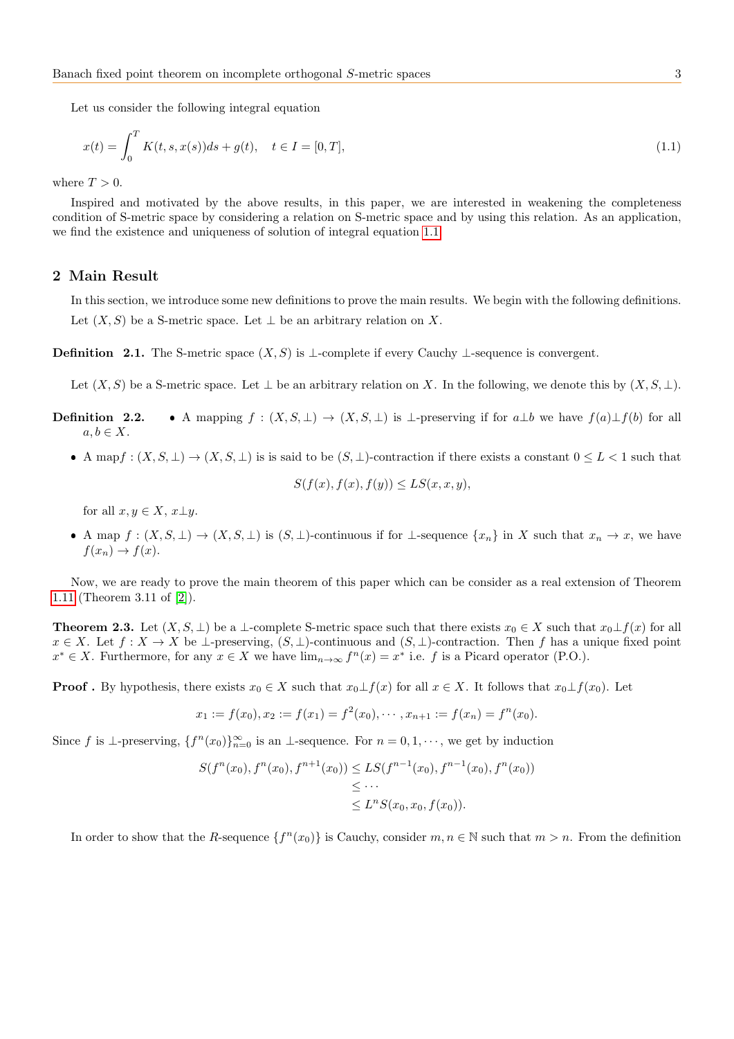Let us consider the following integral equation

$$x(t) = \int_0^T K(t, s, x(s))ds + g(t), \quad t \in I = [0, T], \tag{1.1}$$

where $T > 0$.

Inspired and motivated by the above results, in this paper, we are interested in weakening the completeness condition of S-metric space by considering a relation on S-metric space and by using this relation. As an application, we find the existence and uniqueness of solution of integral equation 1.1

## 2 Main Result

In this section, we introduce some new definitions to prove the main results. We begin with the following definitions.

Let $(X, S)$ be a S-metric space. Let $\perp$ be an arbitrary relation on $X$.

**Definition 2.1.** The S-metric space $(X, S)$ is $\perp$-complete if every Cauchy $\perp$-sequence is convergent.

Let $(X, S)$ be a S-metric space. Let $\perp$ be an arbitrary relation on $X$. In the following, we denote this by $(X, S, \perp)$.

**Definition 2.2.**

- A mapping $f : (X, S, \perp) \to (X, S, \perp)$ is $\perp$-preserving if for $a \perp b$ we have $f(a) \perp f(b)$ for all $a, b \in X$.
- A map$f : (X, S, \perp) \to (X, S, \perp)$ is is said to be $(S, \perp)$-contraction if there exists a constant $0 \le L < 1$ such that
$$S(f(x), f(x), f(y)) \le LS(x, x, y),$$
for all $x, y \in X$, $x \perp y$.
- A map $f : (X, S, \perp) \to (X, S, \perp)$ is $(S, \perp)$-continuous if for $\perp$-sequence $\{x_n\}$ in $X$ such that $x_n \to x$, we have $f(x_n) \to f(x)$.

Now, we are ready to prove the main theorem of this paper which can be consider as a real extension of Theorem 1.11 (Theorem 3.11 of [2]).

**Theorem 2.3.** Let $(X, S, \perp)$ be a $\perp$-complete S-metric space such that there exists $x_0 \in X$ such that $x_0 \perp f(x)$ for all $x \in X$. Let $f : X \to X$ be $\perp$-preserving, $(S, \perp)$-continuous and $(S, \perp)$-contraction. Then $f$ has a unique fixed point $x^* \in X$. Furthermore, for any $x \in X$ we have $\lim_{n \to \infty} f^n(x) = x^*$ i.e. $f$ is a Picard operator (P.O.).

**Proof .** By hypothesis, there exists $x_0 \in X$ such that $x_0 \perp f(x)$ for all $x \in X$. It follows that $x_0 \perp f(x_0)$. Let

$$x_1 := f(x_0), x_2 := f(x_1) = f^2(x_0), \cdots, x_{n+1} := f(x_n) = f^n(x_0).$$

Since $f$ is $\perp$-preserving, $\{f^n(x_0)\}_{n=0}^{\infty}$ is an $\perp$-sequence. For $n = 0, 1, \cdots$, we get by induction

$$\begin{aligned} S(f^n(x_0), f^n(x_0), f^{n+1}(x_0)) &\le LS(f^{n-1}(x_0), f^{n-1}(x_0), f^n(x_0)) \\ &\le \cdots \\ &\le L^n S(x_0, x_0, f(x_0)). \end{aligned}$$

In order to show that the $R$-sequence $\{f^n(x_0)\}$ is Cauchy, consider $m, n \in \mathbb{N}$ such that $m > n$. From the definition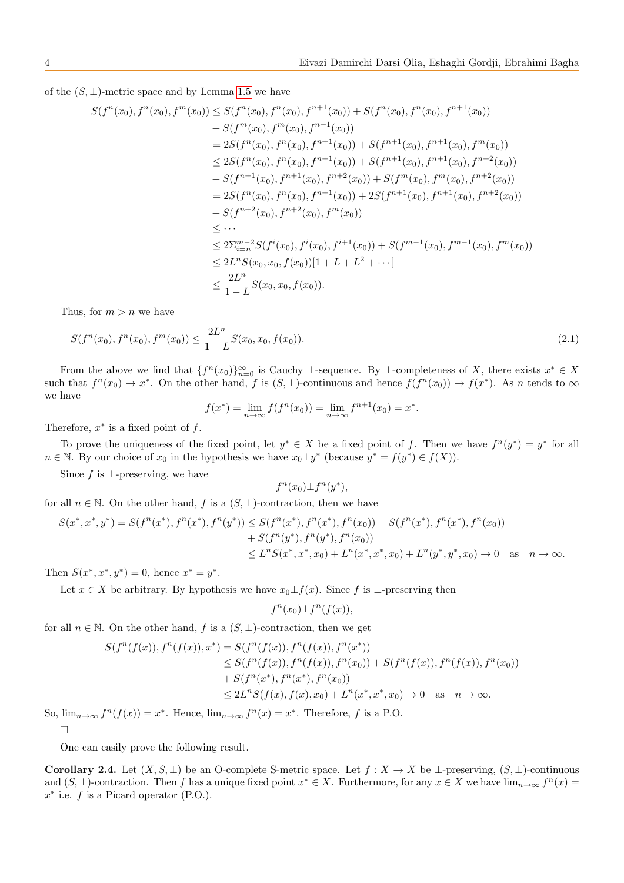of the $(S,\perp)$-metric space and by Lemma 1.5 we have

$$
\begin{aligned}
S(f^n(x_0), f^n(x_0), f^m(x_0)) &\le S(f^n(x_0), f^n(x_0), f^{n+1}(x_0)) + S(f^n(x_0), f^n(x_0), f^{n+1}(x_0)) \\
&+ S(f^m(x_0), f^m(x_0), f^{n+1}(x_0)) \\
&= 2S(f^n(x_0), f^n(x_0), f^{n+1}(x_0)) + S(f^{n+1}(x_0), f^{n+1}(x_0), f^m(x_0)) \\
&\le 2S(f^n(x_0), f^n(x_0), f^{n+1}(x_0)) + S(f^{n+1}(x_0), f^{n+1}(x_0), f^{n+2}(x_0)) \\
&+ S(f^{n+1}(x_0), f^{n+1}(x_0), f^{n+2}(x_0)) + S(f^m(x_0), f^m(x_0), f^{n+2}(x_0)) \\
&= 2S(f^n(x_0), f^n(x_0), f^{n+1}(x_0)) + 2S(f^{n+1}(x_0), f^{n+1}(x_0), f^{n+2}(x_0)) \\
&+ S(f^{n+2}(x_0), f^{n+2}(x_0), f^m(x_0)) \\
&\le \cdots \\
&\le 2\Sigma_{i=n}^{m-2} S(f^i(x_0), f^i(x_0), f^{i+1}(x_0)) + S(f^{m-1}(x_0), f^{m-1}(x_0), f^m(x_0)) \\
&\le 2L^n S(x_0, x_0, f(x_0))[1 + L + L^2 + \cdots] \\
&\le \frac{2L^n}{1-L} S(x_0, x_0, f(x_0)).
\end{aligned}
$$

Thus, for $m > n$ we have

$$
S(f^n(x_0), f^n(x_0), f^m(x_0)) \le \frac{2L^n}{1-L} S(x_0, x_0, f(x_0)). \tag{2.1}
$$

From the above we find that $\{f^n(x_0)\}_{n=0}^{\infty}$ is Cauchy $\perp$-sequence. By $\perp$-completeness of $X$, there exists $x^* \in X$ such that $f^n(x_0) \to x^*$. On the other hand, $f$ is $(S,\perp)$-continuous and hence $f(f^n(x_0)) \to f(x^*)$. As $n$ tends to $\infty$ we have

$$
f(x^*) = \lim_{n\to\infty} f(f^n(x_0)) = \lim_{n\to\infty} f^{n+1}(x_0) = x^*.
$$

Therefore, $x^*$ is a fixed point of $f$.

To prove the uniqueness of the fixed point, let $y^* \in X$ be a fixed point of $f$. Then we have $f^n(y^*) = y^*$ for all $n \in \mathbb{N}$. By our choice of $x_0$ in the hypothesis we have $x_0 \perp y^*$ (because $y^* = f(y^*) \in f(X)$).

Since $f$ is $\perp$-preserving, we have

$$
f^n(x_0) \perp f^n(y^*),
$$

for all $n \in \mathbb{N}$. On the other hand, $f$ is a $(S,\perp)$-contraction, then we have

$$
\begin{aligned}
S(x^*, x^*, y^*) = S(f^n(x^*), f^n(x^*), f^n(y^*)) &\le S(f^n(x^*), f^n(x^*), f^n(x_0)) + S(f^n(x^*), f^n(x^*), f^n(x_0)) \\
&+ S(f^n(y^*), f^n(y^*), f^n(x_0)) \\
&\le L^n S(x^*, x^*, x_0) + L^n(x^*, x^*, x_0) + L^n(y^*, y^*, x_0) \to 0 \quad \text{as} \quad n \to \infty.
\end{aligned}
$$

Then $S(x^*, x^*, y^*) = 0$, hence $x^* = y^*$.

Let $x \in X$ be arbitrary. By hypothesis we have $x_0 \perp f(x)$. Since $f$ is $\perp$-preserving then

$$
f^n(x_0) \perp f^n(f(x)),
$$

for all $n \in \mathbb{N}$. On the other hand, $f$ is a $(S,\perp)$-contraction, then we get

$$
\begin{aligned}
S(f^n(f(x)), f^n(f(x)), x^*) &= S(f^n(f(x)), f^n(f(x)), f^n(x^*)) \\
&\le S(f^n(f(x)), f^n(f(x)), f^n(x_0)) + S(f^n(f(x)), f^n(f(x)), f^n(x_0)) \\
&+ S(f^n(x^*), f^n(x^*), f^n(x_0)) \\
&\le 2L^n S(f(x), f(x), x_0) + L^n(x^*, x^*, x_0) \to 0 \quad \text{as} \quad n \to \infty.
\end{aligned}
$$

So, $\lim_{n\to\infty} f^n(f(x)) = x^*$. Hence, $\lim_{n\to\infty} f^n(x) = x^*$. Therefore, $f$ is a P.O.

□

One can easily prove the following result.

**Corollary 2.4.** Let $(X, S, \perp)$ be an O-complete S-metric space. Let $f : X \to X$ be $\perp$-preserving, $(S,\perp)$-continuous and $(S,\perp)$-contraction. Then $f$ has a unique fixed point $x^* \in X$. Furthermore, for any $x \in X$ we have $\lim_{n\to\infty} f^n(x) = x^*$ i.e. $f$ is a Picard operator (P.O.).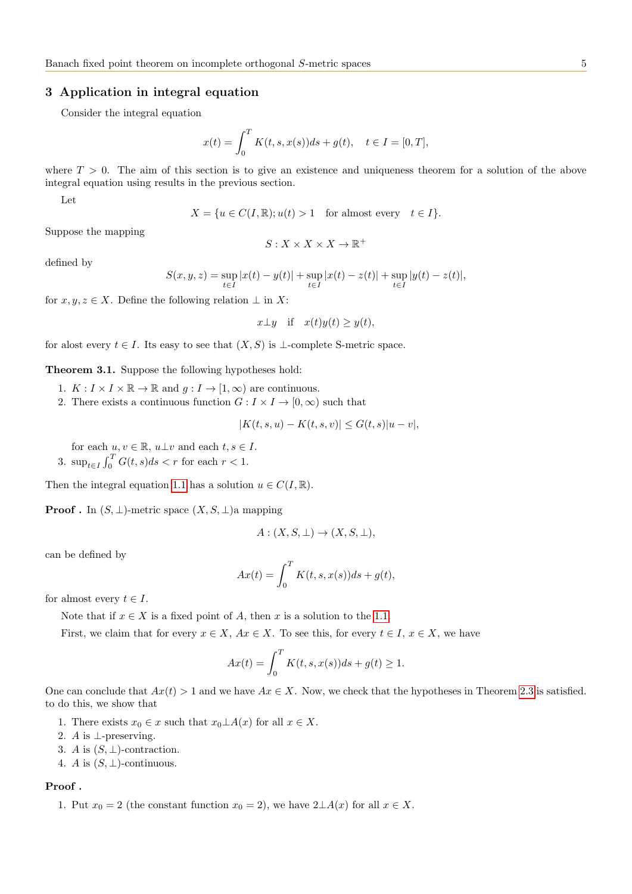## 3 Application in integral equation

Consider the integral equation

$$x(t) = \int_0^T K(t,s,x(s))ds + g(t), \quad t \in I = [0,T],$$

where $T > 0$. The aim of this section is to give an existence and uniqueness theorem for a solution of the above integral equation using results in the previous section.

Let

$$X = \{u \in C(I,\mathbb{R}); u(t) > 1 \quad \text{for almost every} \quad t \in I\}.$$

Suppose the mapping

$$S : X \times X \times X \to \mathbb{R}^+$$

defined by

$$S(x,y,z) = \sup_{t\in I} |x(t) - y(t)| + \sup_{t\in I} |x(t) - z(t)| + \sup_{t\in I} |y(t) - z(t)|,$$

for $x, y, z \in X$. Define the following relation $\perp$ in $X$:

$$x \perp y \quad \text{if} \quad x(t)y(t) \geq y(t),$$

for alost every $t \in I$. Its easy to see that $(X,S)$ is $\perp$-complete S-metric space.

**Theorem 3.1.** Suppose the following hypotheses hold:

1. $K : I \times I \times \mathbb{R} \to \mathbb{R}$ and $g : I \to [1,\infty)$ are continuous.
2. There exists a continuous function $G : I \times I \to [0,\infty)$ such that

$$|K(t,s,u) - K(t,s,v)| \leq G(t,s)|u - v|,$$

   for each $u, v \in \mathbb{R}$, $u \perp v$ and each $t, s \in I$.
3. $\sup_{t\in I} \int_0^T G(t,s)ds < r$ for each $r < 1$.

Then the integral equation 1.1 has a solution $u \in C(I,\mathbb{R})$.

**Proof .** In $(S,\perp)$-metric space $(X,S,\perp)$a mapping

$$A : (X,S,\perp) \to (X,S,\perp),$$

can be defined by

$$Ax(t) = \int_0^T K(t,s,x(s))ds + g(t),$$

for almost every $t \in I$.

Note that if $x \in X$ is a fixed point of $A$, then $x$ is a solution to the 1.1.

First, we claim that for every $x \in X$, $Ax \in X$. To see this, for every $t \in I$, $x \in X$, we have

$$Ax(t) = \int_0^T K(t,s,x(s))ds + g(t) \geq 1.$$

One can conclude that $Ax(t) > 1$ and we have $Ax \in X$. Now, we check that the hypotheses in Theorem 2.3 is satisfied. to do this, we show that

1. There exists $x_0 \in x$ such that $x_0 \perp A(x)$ for all $x \in X$.
2. $A$ is $\perp$-preserving.
3. $A$ is $(S,\perp)$-contraction.
4. $A$ is $(S,\perp)$-continuous.

**Proof .**

1. Put $x_0 = 2$ (the constant function $x_0 = 2$), we have $2 \perp A(x)$ for all $x \in X$.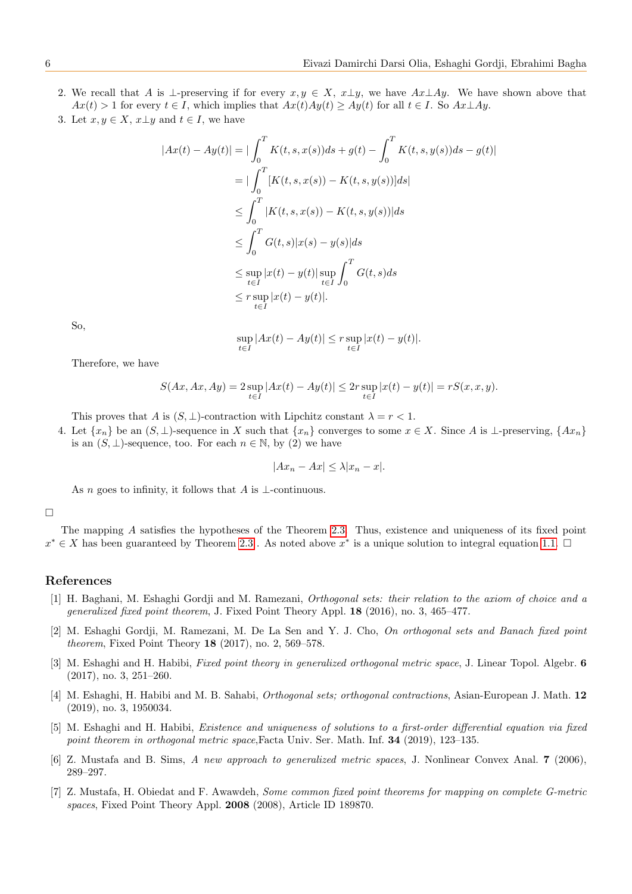2. We recall that $A$ is $\perp$-preserving if for every $x, y \in X$, $x \perp y$, we have $Ax \perp Ay$. We have shown above that $Ax(t) > 1$ for every $t \in I$, which implies that $Ax(t)Ay(t) \geq Ay(t)$ for all $t \in I$. So $Ax \perp Ay$.
3. Let $x, y \in X$, $x \perp y$ and $t \in I$, we have

$$
\begin{aligned}
|Ax(t) - Ay(t)| &= |\int_0^T K(t,s,x(s))ds + g(t) - \int_0^T K(t,s,y(s))ds - g(t)| \\
&= |\int_0^T [K(t,s,x(s)) - K(t,s,y(s))]ds| \\
&\leq \int_0^T |K(t,s,x(s)) - K(t,s,y(s))|ds \\
&\leq \int_0^T G(t,s)|x(s) - y(s)|ds \\
&\leq \sup_{t \in I} |x(t) - y(t)| \sup_{t \in I} \int_0^T G(t,s)ds \\
&\leq r \sup_{t \in I} |x(t) - y(t)|.
\end{aligned}
$$

So,

$$
\sup_{t \in I} |Ax(t) - Ay(t)| \leq r \sup_{t \in I} |x(t) - y(t)|.
$$

Therefore, we have

$$
S(Ax, Ax, Ay) = 2 \sup_{t \in I} |Ax(t) - Ay(t)| \leq 2r \sup_{t \in I} |x(t) - y(t)| = rS(x, x, y).
$$

This proves that $A$ is $(S, \perp)$-contraction with Lipchitz constant $\lambda = r < 1$.
4. Let $\{x_n\}$ be an $(S, \perp)$-sequence in $X$ such that $\{x_n\}$ converges to some $x \in X$. Since $A$ is $\perp$-preserving, $\{Ax_n\}$ is an $(S, \perp)$-sequence, too. For each $n \in \mathbb{N}$, by (2) we have

$$
|Ax_n - Ax| \leq \lambda |x_n - x|.
$$

As $n$ goes to infinity, it follows that $A$ is $\perp$-continuous.

□

The mapping $A$ satisfies the hypotheses of the Theorem 2.3. Thus, existence and uniqueness of its fixed point $x^* \in X$ has been guaranteed by Theorem 2.3. As noted above $x^*$ is a unique solution to integral equation 1.1. □

## References

[1] H. Baghani, M. Eshaghi Gordji and M. Ramezani, *Orthogonal sets: their relation to the axiom of choice and a generalized fixed point theorem*, J. Fixed Point Theory Appl. **18** (2016), no. 3, 465–477.

[2] M. Eshaghi Gordji, M. Ramezani, M. De La Sen and Y. J. Cho, *On orthogonal sets and Banach fixed point theorem*, Fixed Point Theory **18** (2017), no. 2, 569–578.

[3] M. Eshaghi and H. Habibi, *Fixed point theory in generalized orthogonal metric space*, J. Linear Topol. Algebr. **6** (2017), no. 3, 251–260.

[4] M. Eshaghi, H. Habibi and M. B. Sahabi, *Orthogonal sets; orthogonal contractions*, Asian-European J. Math. **12** (2019), no. 3, 1950034.

[5] M. Eshaghi and H. Habibi, *Existence and uniqueness of solutions to a first-order differential equation via fixed point theorem in orthogonal metric space*,Facta Univ. Ser. Math. Inf. **34** (2019), 123–135.

[6] Z. Mustafa and B. Sims, *A new approach to generalized metric spaces*, J. Nonlinear Convex Anal. **7** (2006), 289–297.

[7] Z. Mustafa, H. Obiedat and F. Awawdeh, *Some common fixed point theorems for mapping on complete G-metric spaces*, Fixed Point Theory Appl. **2008** (2008), Article ID 189870.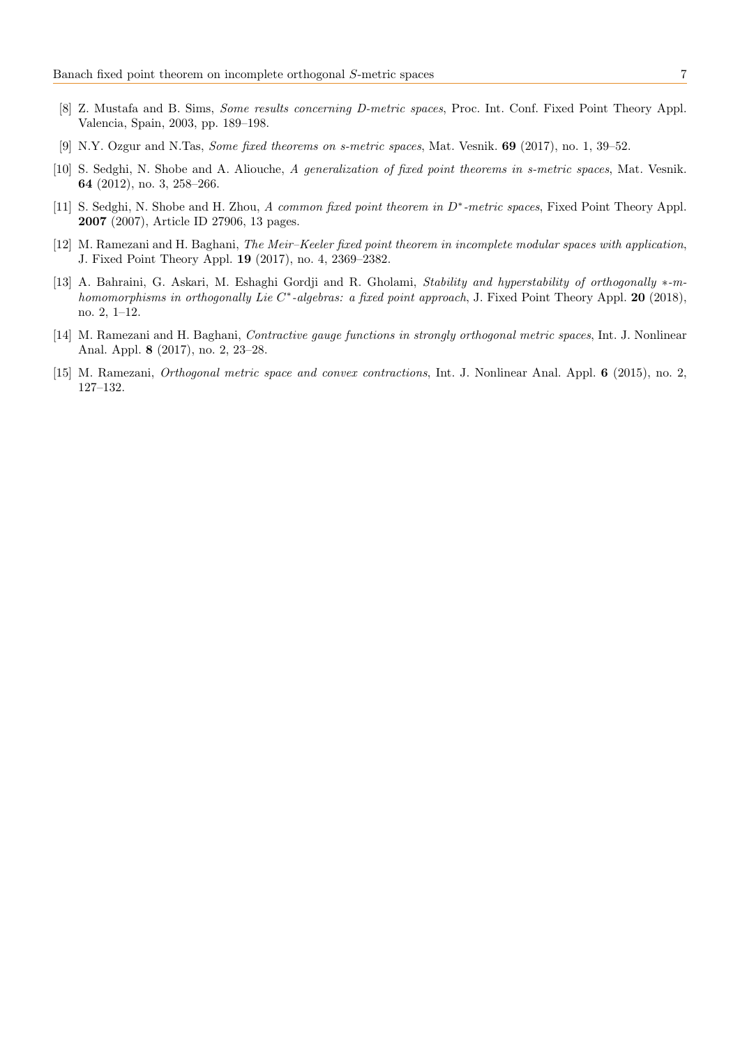[8] Z. Mustafa and B. Sims, *Some results concerning D-metric spaces*, Proc. Int. Conf. Fixed Point Theory Appl. Valencia, Spain, 2003, pp. 189–198.

[9] N.Y. Ozgur and N.Tas, *Some fixed theorems on s-metric spaces*, Mat. Vesnik. **69** (2017), no. 1, 39–52.

[10] S. Sedghi, N. Shobe and A. Aliouche, *A generalization of fixed point theorems in s-metric spaces*, Mat. Vesnik. **64** (2012), no. 3, 258–266.

[11] S. Sedghi, N. Shobe and H. Zhou, *A common fixed point theorem in $D^*$-metric spaces*, Fixed Point Theory Appl. **2007** (2007), Article ID 27906, 13 pages.

[12] M. Ramezani and H. Baghani, *The Meir–Keeler fixed point theorem in incomplete modular spaces with application*, J. Fixed Point Theory Appl. **19** (2017), no. 4, 2369–2382.

[13] A. Bahraini, G. Askari, M. Eshaghi Gordji and R. Gholami, *Stability and hyperstability of orthogonally $*$-m-homomorphisms in orthogonally Lie $C^*$-algebras: a fixed point approach*, J. Fixed Point Theory Appl. **20** (2018), no. 2, 1–12.

[14] M. Ramezani and H. Baghani, *Contractive gauge functions in strongly orthogonal metric spaces*, Int. J. Nonlinear Anal. Appl. **8** (2017), no. 2, 23–28.

[15] M. Ramezani, *Orthogonal metric space and convex contractions*, Int. J. Nonlinear Anal. Appl. **6** (2015), no. 2, 127–132.